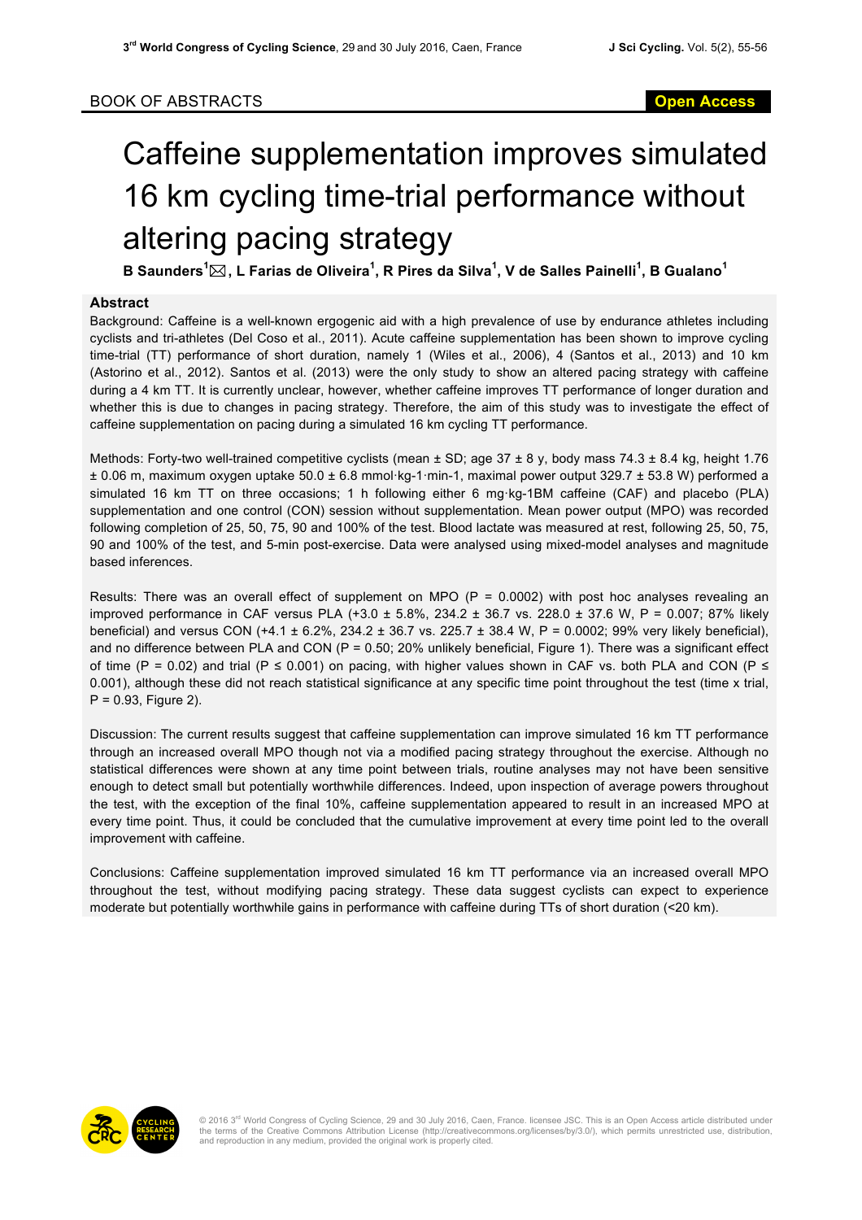BOOK OF ABSTRACTS

# Caffeine supplementation improves simulated 16 km cycling time-trial performance without altering pacing strategy

**B Saunders[1]✉, L Farias de Oliveira[1], R Pires da Silva[1], V de Salles Painelli[1], B Gualano[1]**

## Abstract

Background: Caffeine is a well-known ergogenic aid with a high prevalence of use by endurance athletes including cyclists and tri-athletes (Del Coso et al., 2011). Acute caffeine supplementation has been shown to improve cycling time-trial (TT) performance of short duration, namely 1 (Wiles et al., 2006), 4 (Santos et al., 2013) and 10 km (Astorino et al., 2012). Santos et al. (2013) were the only study to show an altered pacing strategy with caffeine during a 4 km TT. It is currently unclear, however, whether caffeine improves TT performance of longer duration and whether this is due to changes in pacing strategy. Therefore, the aim of this study was to investigate the effect of caffeine supplementation on pacing during a simulated 16 km cycling TT performance.

Methods: Forty-two well-trained competitive cyclists (mean ± SD; age 37 ± 8 y, body mass 74.3 ± 8.4 kg, height 1.76 ± 0.06 m, maximum oxygen uptake 50.0 ± 6.8 mmol·kg-1·min-1, maximal power output 329.7 ± 53.8 W) performed a simulated 16 km TT on three occasions; 1 h following either 6 mg·kg-1BM caffeine (CAF) and placebo (PLA) supplementation and one control (CON) session without supplementation. Mean power output (MPO) was recorded following completion of 25, 50, 75, 90 and 100% of the test. Blood lactate was measured at rest, following 25, 50, 75, 90 and 100% of the test, and 5-min post-exercise. Data were analysed using mixed-model analyses and magnitude based inferences.

Results: There was an overall effect of supplement on MPO ($P = 0.0002$) with post hoc analyses revealing an improved performance in CAF versus PLA (+3.0 ± 5.8%, 234.2 ± 36.7 vs. 228.0 ± 37.6 W, $P = 0.007$; 87% likely beneficial) and versus CON (+4.1 ± 6.2%, 234.2 ± 36.7 vs. 225.7 ± 38.4 W, $P = 0.0002$; 99% very likely beneficial), and no difference between PLA and CON ($P = 0.50$; 20% unlikely beneficial, Figure 1). There was a significant effect of time ($P = 0.02$) and trial ($P \leq 0.001$) on pacing, with higher values shown in CAF vs. both PLA and CON ($P \leq 0.001$), although these did not reach statistical significance at any specific time point throughout the test (time x trial, $P = 0.93$, Figure 2).

Discussion: The current results suggest that caffeine supplementation can improve simulated 16 km TT performance through an increased overall MPO though not via a modified pacing strategy throughout the exercise. Although no statistical differences were shown at any time point between trials, routine analyses may not have been sensitive enough to detect small but potentially worthwhile differences. Indeed, upon inspection of average powers throughout the test, with the exception of the final 10%, caffeine supplementation appeared to result in an increased MPO at every time point. Thus, it could be concluded that the cumulative improvement at every time point led to the overall improvement with caffeine.

Conclusions: Caffeine supplementation improved simulated 16 km TT performance via an increased overall MPO throughout the test, without modifying pacing strategy. These data suggest cyclists can expect to experience moderate but potentially worthwhile gains in performance with caffeine during TTs of short duration (<20 km).

© 2016 3rd World Congress of Cycling Science, 29 and 30 July 2016, Caen, France. licensee JSC. This is an Open Access article distributed under the terms of the Creative Commons Attribution License (http://creativecommons.org/licenses/by/3.0/), which permits unrestricted use, distribution, and reproduction in any medium, provided the original work is properly cited.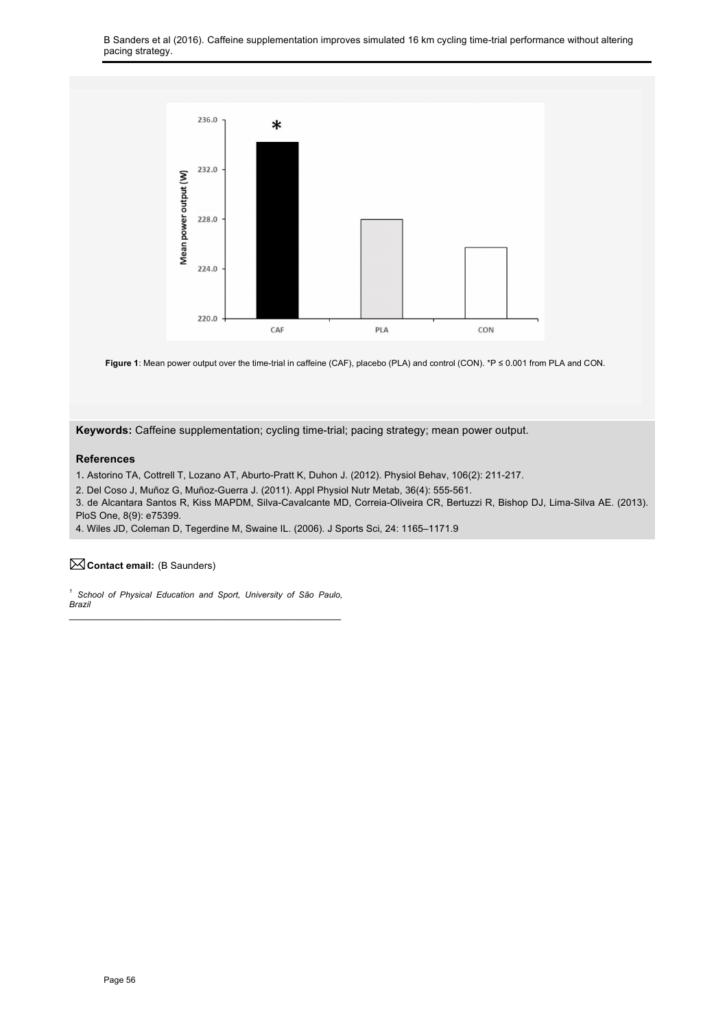236.0

*

232.0

228.0

224.0

220.0

Mean power output (W)

CAF

PLA

CON

**Figure 1**: Mean power output over the time-trial in caffeine (CAF), placebo (PLA) and control (CON). *P ≤ 0.001 from PLA and CON.

**Keywords:** Caffeine supplementation; cycling time-trial; pacing strategy; mean power output.

### References

1. Astorino TA, Cottrell T, Lozano AT, Aburto-Pratt K, Duhon J. (2012). Physiol Behav, 106(2): 211-217.
2. Del Coso J, Muñoz G, Muñoz-Guerra J. (2011). Appl Physiol Nutr Metab, 36(4): 555-561.
3. de Alcantara Santos R, Kiss MAPDM, Silva-Cavalcante MD, Correia-Oliveira CR, Bertuzzi R, Bishop DJ, Lima-Silva AE. (2013). PloS One, 8(9): e75399.
4. Wiles JD, Coleman D, Tegerdine M, Swaine IL. (2006). J Sports Sci, 24: 1165–1171.9

**Contact email:** (B Saunders)

[1] *School of Physical Education and Sport, University of São Paulo, Brazil*